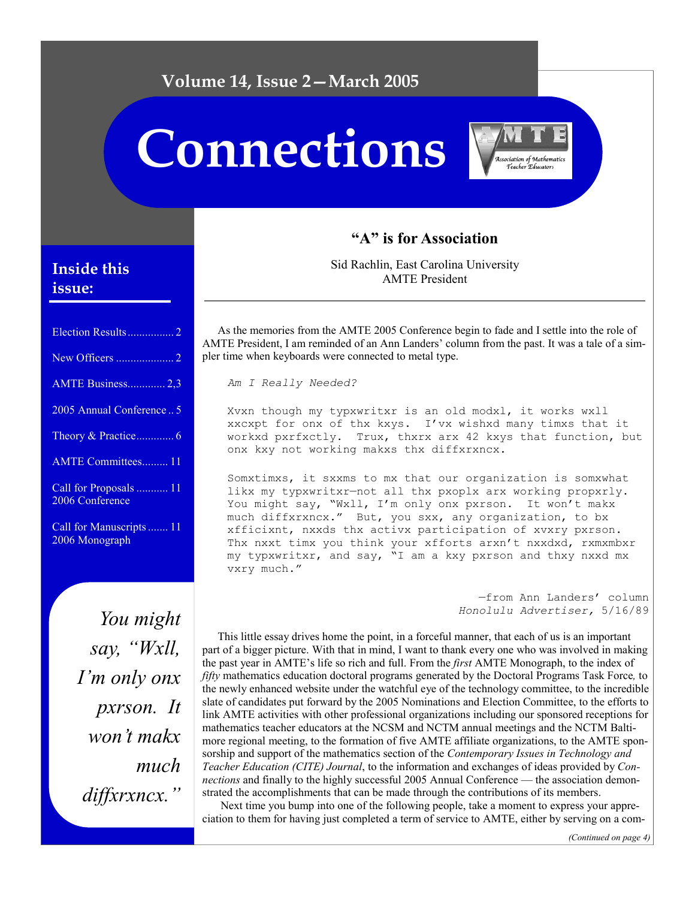Volume 14, Issue 2—March 2005

# Connections

Association of Mathematics Teacher Educators

## Inside this issue:

- Election Results ................ 2
- New Officers .................... 2
- AMTE Business............. 2,3
- 2005 Annual Conference .. 5
- Theory & Practice............. 6
- AMTE Committees......... 11
- Call for Proposals ........... 11 2006 Conference
- Call for Manuscripts ....... 11 2006 Monograph

*You might say, "Wxll, I'm only onx pxrson. It won't makx much diffxrxncx."*

## "A" is for Association

Sid Rachlin, East Carolina University
AMTE President

As the memories from the AMTE 2005 Conference begin to fade and I settle into the role of AMTE President, I am reminded of an Ann Landers' column from the past. It was a tale of a simpler time when keyboards were connected to metal type.

*Am I Really Needed?*

Xvxn though my typxwritxr is an old modxl, it works wxll xxcxpt for onx of thx kxys. I'vx wishxd many timxs that it workxd pxrfxctly. Trux, thxrx arx 42 kxys that function, but onx kxy not working makxs thx diffxrxncx.

Somxtimxs, it sxxms to mx that our organization is somxwhat likx my typxwritxr—not all thx pxoplx arx working propxrly. You might say, "Wxll, I'm only onx pxrson. It won't makx much diffxrxncx." But, you sxx, any organization, to bx xfficixnt, nxxds thx activx participation of xvxry pxrson. Thx nxxt timx you think your xfforts arxn't nxxdxd, rxmxmbxr my typxwritxr, and say, "I am a kxy pxrson and thxy nxxd mx vxry much."

—from Ann Landers' column
*Honolulu Advertiser,* 5/16/89

This little essay drives home the point, in a forceful manner, that each of us is an important part of a bigger picture. With that in mind, I want to thank every one who was involved in making the past year in AMTE's life so rich and full. From the *first* AMTE Monograph, to the index of *fifty* mathematics education doctoral programs generated by the Doctoral Programs Task Force*,* to the newly enhanced website under the watchful eye of the technology committee, to the incredible slate of candidates put forward by the 2005 Nominations and Election Committee, to the efforts to link AMTE activities with other professional organizations including our sponsored receptions for mathematics teacher educators at the NCSM and NCTM annual meetings and the NCTM Baltimore regional meeting, to the formation of five AMTE affiliate organizations, to the AMTE sponsorship and support of the mathematics section of the *Contemporary Issues in Technology and Teacher Education (CITE) Journal*, to the information and exchanges of ideas provided by *Connections* and finally to the highly successful 2005 Annual Conference — the association demonstrated the accomplishments that can be made through the contributions of its members.

Next time you bump into one of the following people, take a moment to express your appreciation to them for having just completed a term of service to AMTE, either by serving on a com-

*(Continued on page 4)*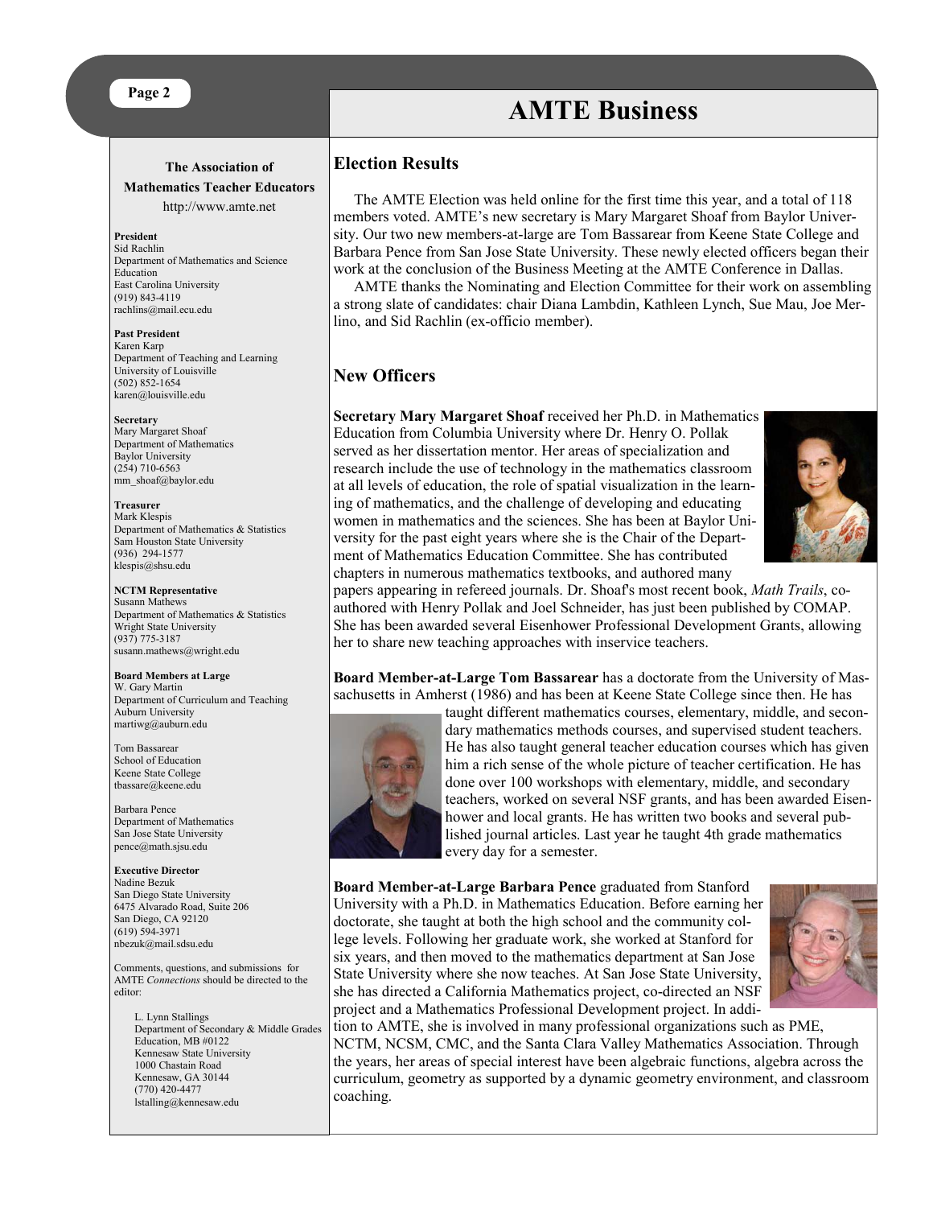# AMTE Business

**The Association of Mathematics Teacher Educators**
http://www.amte.net

**President**
Sid Rachlin
Department of Mathematics and Science Education
East Carolina University
(919) 843-4119
rachlins@mail.ecu.edu

**Past President**
Karen Karp
Department of Teaching and Learning
University of Louisville
(502) 852-1654
karen@louisville.edu

**Secretary**
Mary Margaret Shoaf
Department of Mathematics
Baylor University
(254) 710-6563
mm_shoaf@baylor.edu

**Treasurer**
Mark Klespis
Department of Mathematics & Statistics
Sam Houston State University
(936) 294-1577
klespis@shsu.edu

**NCTM Representative**
Susann Mathews
Department of Mathematics & Statistics
Wright State University
(937) 775-3187
susann.mathews@wright.edu

**Board Members at Large**
W. Gary Martin
Department of Curriculum and Teaching
Auburn University
martiwg@auburn.edu

Tom Bassarear
School of Education
Keene State College
tbassare@keene.edu

Barbara Pence
Department of Mathematics
San Jose State University
pence@math.sjsu.edu

**Executive Director**
Nadine Bezuk
San Diego State University
6475 Alvarado Road, Suite 206
San Diego, CA 92120
(619) 594-3971
nbezuk@mail.sdsu.edu

Comments, questions, and submissions for AMTE *Connections* should be directed to the editor:

L. Lynn Stallings
Department of Secondary & Middle Grades Education, MB #0122
Kennesaw State University
1000 Chastain Road
Kennesaw, GA 30144
(770) 420-4477
lstalling@kennesaw.edu

## Election Results

The AMTE Election was held online for the first time this year, and a total of 118 members voted. AMTE's new secretary is Mary Margaret Shoaf from Baylor University. Our two new members-at-large are Tom Bassarear from Keene State College and Barbara Pence from San Jose State University. These newly elected officers began their work at the conclusion of the Business Meeting at the AMTE Conference in Dallas.

AMTE thanks the Nominating and Election Committee for their work on assembling a strong slate of candidates: chair Diana Lambdin, Kathleen Lynch, Sue Mau, Joe Merlino, and Sid Rachlin (ex-officio member).

## New Officers

**Secretary Mary Margaret Shoaf** received her Ph.D. in Mathematics Education from Columbia University where Dr. Henry O. Pollak served as her dissertation mentor. Her areas of specialization and research include the use of technology in the mathematics classroom at all levels of education, the role of spatial visualization in the learning of mathematics, and the challenge of developing and educating women in mathematics and the sciences. She has been at Baylor University for the past eight years where she is the Chair of the Department of Mathematics Education Committee. She has contributed chapters in numerous mathematics textbooks, and authored many papers appearing in refereed journals. Dr. Shoaf's most recent book, *Math Trails*, co-authored with Henry Pollak and Joel Schneider, has just been published by COMAP. She has been awarded several Eisenhower Professional Development Grants, allowing her to share new teaching approaches with inservice teachers.

**Board Member-at-Large Tom Bassarear** has a doctorate from the University of Massachusetts in Amherst (1986) and has been at Keene State College since then. He has taught different mathematics courses, elementary, middle, and secondary mathematics methods courses, and supervised student teachers. He has also taught general teacher education courses which has given him a rich sense of the whole picture of teacher certification. He has done over 100 workshops with elementary, middle, and secondary teachers, worked on several NSF grants, and has been awarded Eisenhower and local grants. He has written two books and several published journal articles. Last year he taught 4th grade mathematics every day for a semester.

**Board Member-at-Large Barbara Pence** graduated from Stanford University with a Ph.D. in Mathematics Education. Before earning her doctorate, she taught at both the high school and the community college levels. Following her graduate work, she worked at Stanford for six years, and then moved to the mathematics department at San Jose State University where she now teaches. At San Jose State University, she has directed a California Mathematics project, co-directed an NSF project and a Mathematics Professional Development project. In addition to AMTE, she is involved in many professional organizations such as PME, NCTM, NCSM, CMC, and the Santa Clara Valley Mathematics Association. Through the years, her areas of special interest have been algebraic functions, algebra across the curriculum, geometry as supported by a dynamic geometry environment, and classroom coaching.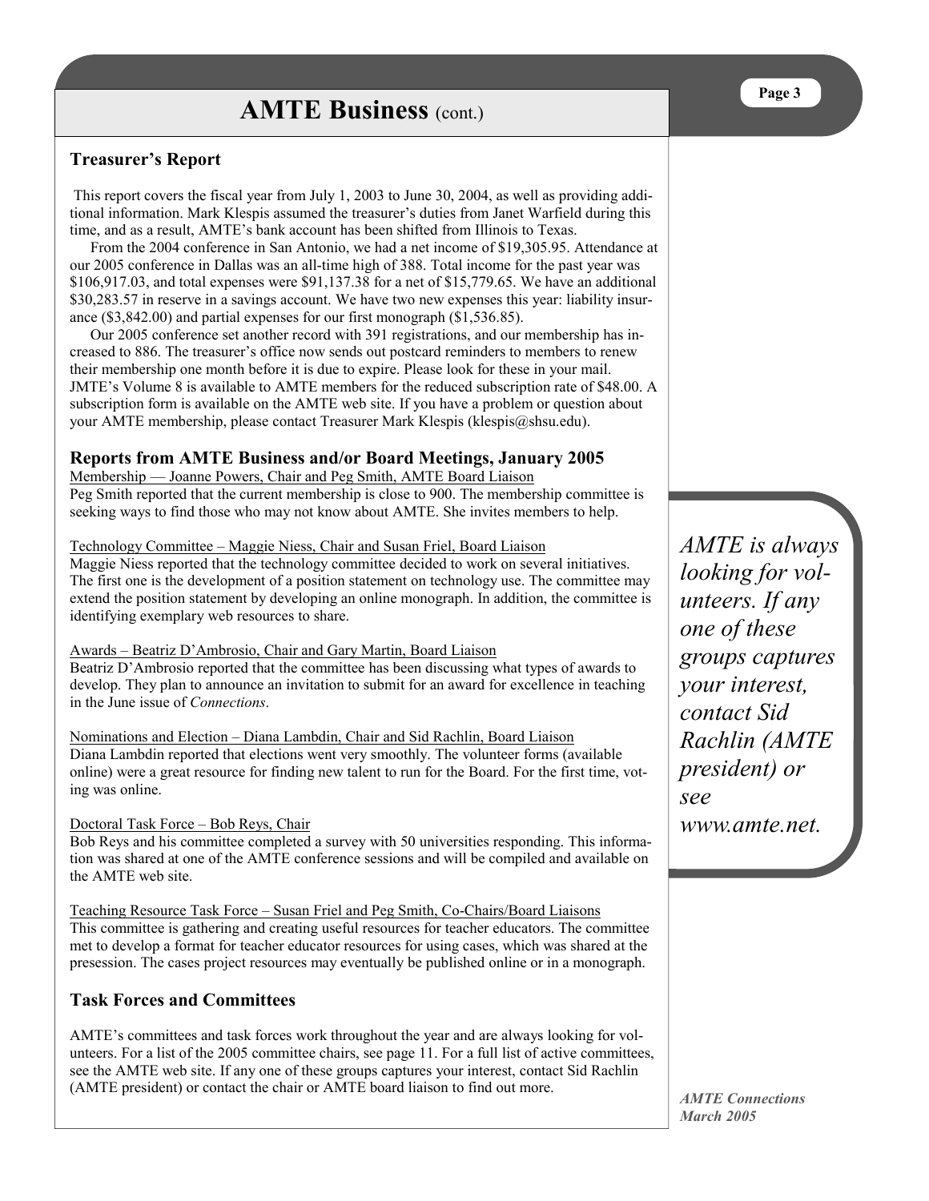# AMTE Business (cont.)

## Treasurer's Report

This report covers the fiscal year from July 1, 2003 to June 30, 2004, as well as providing additional information. Mark Klespis assumed the treasurer's duties from Janet Warfield during this time, and as a result, AMTE's bank account has been shifted from Illinois to Texas.

From the 2004 conference in San Antonio, we had a net income of $19,305.95. Attendance at our 2005 conference in Dallas was an all-time high of 388. Total income for the past year was $106,917.03, and total expenses were $91,137.38 for a net of $15,779.65. We have an additional $30,283.57 in reserve in a savings account. We have two new expenses this year: liability insurance ($3,842.00) and partial expenses for our first monograph ($1,536.85).

Our 2005 conference set another record with 391 registrations, and our membership has increased to 886. The treasurer's office now sends out postcard reminders to members to renew their membership one month before it is due to expire. Please look for these in your mail. JMTE's Volume 8 is available to AMTE members for the reduced subscription rate of $48.00. A subscription form is available on the AMTE web site. If you have a problem or question about your AMTE membership, please contact Treasurer Mark Klespis (klespis@shsu.edu).

## Reports from AMTE Business and/or Board Meetings, January 2005

Membership — Joanne Powers, Chair and Peg Smith, AMTE Board Liaison
Peg Smith reported that the current membership is close to 900. The membership committee is seeking ways to find those who may not know about AMTE. She invites members to help.

Technology Committee – Maggie Niess, Chair and Susan Friel, Board Liaison
Maggie Niess reported that the technology committee decided to work on several initiatives. The first one is the development of a position statement on technology use. The committee may extend the position statement by developing an online monograph. In addition, the committee is identifying exemplary web resources to share.

Awards – Beatriz D'Ambrosio, Chair and Gary Martin, Board Liaison
Beatriz D'Ambrosio reported that the committee has been discussing what types of awards to develop. They plan to announce an invitation to submit for an award for excellence in teaching in the June issue of *Connections*.

Nominations and Election – Diana Lambdin, Chair and Sid Rachlin, Board Liaison
Diana Lambdin reported that elections went very smoothly. The volunteer forms (available online) were a great resource for finding new talent to run for the Board. For the first time, voting was online.

Doctoral Task Force – Bob Reys, Chair
Bob Reys and his committee completed a survey with 50 universities responding. This information was shared at one of the AMTE conference sessions and will be compiled and available on the AMTE web site.

Teaching Resource Task Force – Susan Friel and Peg Smith, Co-Chairs/Board Liaisons
This committee is gathering and creating useful resources for teacher educators. The committee met to develop a format for teacher educator resources for using cases, which was shared at the presession. The cases project resources may eventually be published online or in a monograph.

## Task Forces and Committees

AMTE's committees and task forces work throughout the year and are always looking for volunteers. For a list of the 2005 committee chairs, see page 11. For a full list of active committees, see the AMTE web site. If any one of these groups captures your interest, contact Sid Rachlin (AMTE president) or contact the chair or AMTE board liaison to find out more.

*AMTE is always looking for volunteers. If any one of these groups captures your interest, contact Sid Rachlin (AMTE president) or see www.amte.net.*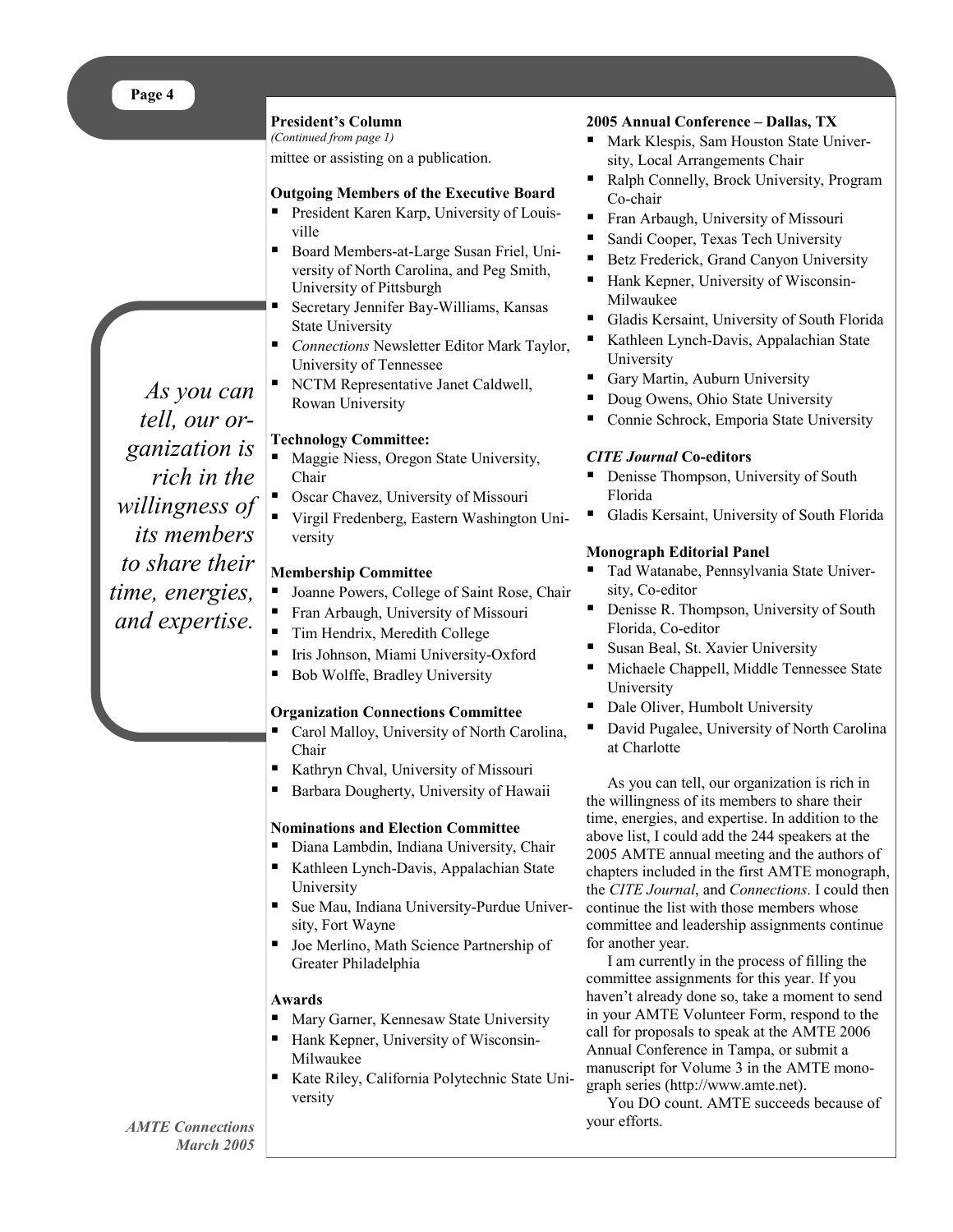### President's Column

*(Continued from page 1)*

mittee or assisting on a publication.

**Outgoing Members of the Executive Board**

- President Karen Karp, University of Louisville
- Board Members-at-Large Susan Friel, University of North Carolina, and Peg Smith, University of Pittsburgh
- Secretary Jennifer Bay-Williams, Kansas State University
- *Connections* Newsletter Editor Mark Taylor, University of Tennessee
- NCTM Representative Janet Caldwell, Rowan University

**Technology Committee:**

- Maggie Niess, Oregon State University, Chair
- Oscar Chavez, University of Missouri
- Virgil Fredenberg, Eastern Washington University

**Membership Committee**

- Joanne Powers, College of Saint Rose, Chair
- Fran Arbaugh, University of Missouri
- Tim Hendrix, Meredith College
- Iris Johnson, Miami University-Oxford
- Bob Wolffe, Bradley University

**Organization Connections Committee**

- Carol Malloy, University of North Carolina, Chair
- Kathryn Chval, University of Missouri
- Barbara Dougherty, University of Hawaii

**Nominations and Election Committee**

- Diana Lambdin, Indiana University, Chair
- Kathleen Lynch-Davis, Appalachian State University
- Sue Mau, Indiana University-Purdue University, Fort Wayne
- Joe Merlino, Math Science Partnership of Greater Philadelphia

**Awards**

- Mary Garner, Kennesaw State University
- Hank Kepner, University of Wisconsin-Milwaukee
- Kate Riley, California Polytechnic State University

**2005 Annual Conference – Dallas, TX**

- Mark Klespis, Sam Houston State University, Local Arrangements Chair
- Ralph Connelly, Brock University, Program Co-chair
- Fran Arbaugh, University of Missouri
- Sandi Cooper, Texas Tech University
- Betz Frederick, Grand Canyon University
- Hank Kepner, University of Wisconsin-Milwaukee
- Gladis Kersaint, University of South Florida
- Kathleen Lynch-Davis, Appalachian State University
- Gary Martin, Auburn University
- Doug Owens, Ohio State University
- Connie Schrock, Emporia State University

***CITE Journal* Co-editors**

- Denisse Thompson, University of South Florida
- Gladis Kersaint, University of South Florida

**Monograph Editorial Panel**

- Tad Watanabe, Pennsylvania State University, Co-editor
- Denisse R. Thompson, University of South Florida, Co-editor
- Susan Beal, St. Xavier University
- Michaele Chappell, Middle Tennessee State University
- Dale Oliver, Humbolt University
- David Pugalee, University of North Carolina at Charlotte

As you can tell, our organization is rich in the willingness of its members to share their time, energies, and expertise. In addition to the above list, I could add the 244 speakers at the 2005 AMTE annual meeting and the authors of chapters included in the first AMTE monograph, the *CITE Journal*, and *Connections*. I could then continue the list with those members whose committee and leadership assignments continue for another year.

I am currently in the process of filling the committee assignments for this year. If you haven't already done so, take a moment to send in your AMTE Volunteer Form, respond to the call for proposals to speak at the AMTE 2006 Annual Conference in Tampa, or submit a manuscript for Volume 3 in the AMTE monograph series (http://www.amte.net).

You DO count. AMTE succeeds because of your efforts.

*As you can tell, our organization is rich in the willingness of its members to share their time, energies, and expertise.*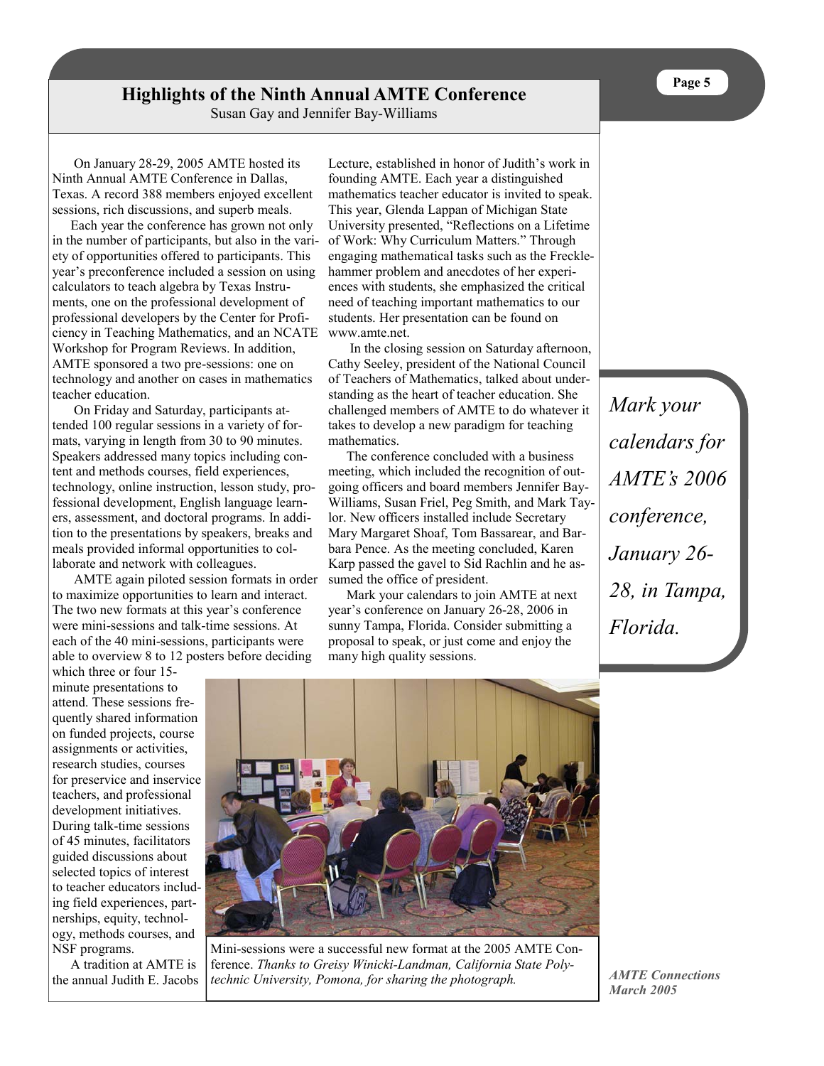# Highlights of the Ninth Annual AMTE Conference

Susan Gay and Jennifer Bay-Williams

On January 28-29, 2005 AMTE hosted its Ninth Annual AMTE Conference in Dallas, Texas. A record 388 members enjoyed excellent sessions, rich discussions, and superb meals.

Each year the conference has grown not only in the number of participants, but also in the variety of opportunities offered to participants. This year's preconference included a session on using calculators to teach algebra by Texas Instruments, one on the professional development of professional developers by the Center for Proficiency in Teaching Mathematics, and an NCATE Workshop for Program Reviews. In addition, AMTE sponsored a two pre-sessions: one on technology and another on cases in mathematics teacher education.

On Friday and Saturday, participants attended 100 regular sessions in a variety of formats, varying in length from 30 to 90 minutes. Speakers addressed many topics including content and methods courses, field experiences, technology, online instruction, lesson study, professional development, English language learners, assessment, and doctoral programs. In addition to the presentations by speakers, breaks and meals provided informal opportunities to collaborate and network with colleagues.

AMTE again piloted session formats in order to maximize opportunities to learn and interact. The two new formats at this year's conference were mini-sessions and talk-time sessions. At each of the 40 mini-sessions, participants were able to overview 8 to 12 posters before deciding which three or four 15-minute presentations to attend. These sessions frequently shared information on funded projects, course assignments or activities, research studies, courses for preservice and inservice teachers, and professional development initiatives. During talk-time sessions of 45 minutes, facilitators guided discussions about selected topics of interest to teacher educators including field experiences, partnerships, equity, technology, methods courses, and NSF programs.

A tradition at AMTE is the annual Judith E. Jacobs Lecture, established in honor of Judith's work in founding AMTE. Each year a distinguished mathematics teacher educator is invited to speak. This year, Glenda Lappan of Michigan State University presented, "Reflections on a Lifetime of Work: Why Curriculum Matters." Through engaging mathematical tasks such as the Frecklehammer problem and anecdotes of her experiences with students, she emphasized the critical need of teaching important mathematics to our students. Her presentation can be found on www.amte.net.

In the closing session on Saturday afternoon, Cathy Seeley, president of the National Council of Teachers of Mathematics, talked about understanding as the heart of teacher education. She challenged members of AMTE to do whatever it takes to develop a new paradigm for teaching mathematics.

The conference concluded with a business meeting, which included the recognition of outgoing officers and board members Jennifer Bay-Williams, Susan Friel, Peg Smith, and Mark Taylor. New officers installed include Secretary Mary Margaret Shoaf, Tom Bassarear, and Barbara Pence. As the meeting concluded, Karen Karp passed the gavel to Sid Rachlin and he assumed the office of president.

Mark your calendars to join AMTE at next year's conference on January 26-28, 2006 in sunny Tampa, Florida. Consider submitting a proposal to speak, or just come and enjoy the many high quality sessions.

Mini-sessions were a successful new format at the 2005 AMTE Conference. *Thanks to Greisy Winicki-Landman, California State Polytechnic University, Pomona, for sharing the photograph.*

*Mark your calendars for AMTE's 2006 conference, January 26-28, in Tampa, Florida.*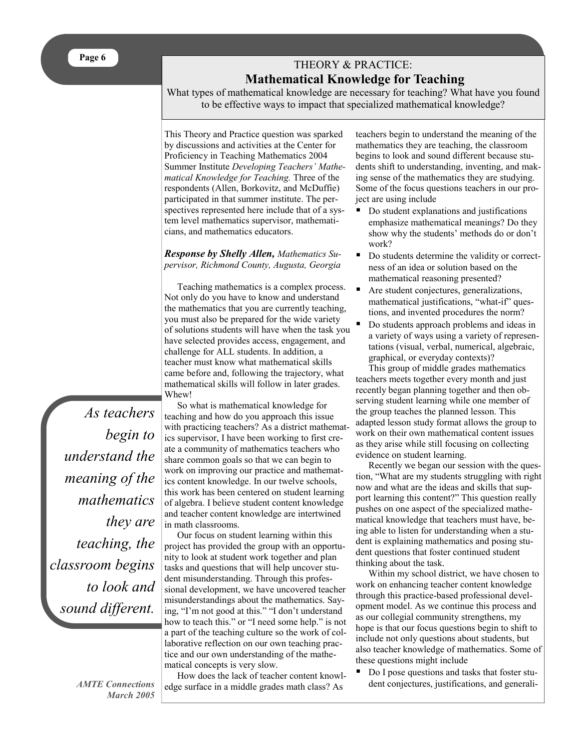## THEORY & PRACTICE:

# Mathematical Knowledge for Teaching

What types of mathematical knowledge are necessary for teaching? What have you found to be effective ways to impact that specialized mathematical knowledge?

This Theory and Practice question was sparked by discussions and activities at the Center for Proficiency in Teaching Mathematics 2004 Summer Institute *Developing Teachers' Mathematical Knowledge for Teaching.* Three of the respondents (Allen, Borkovitz, and McDuffie) participated in that summer institute. The perspectives represented here include that of a system level mathematics supervisor, mathematicians, and mathematics educators.

***Response by Shelly Allen,*** *Mathematics Supervisor, Richmond County, Augusta, Georgia*

Teaching mathematics is a complex process. Not only do you have to know and understand the mathematics that you are currently teaching, you must also be prepared for the wide variety of solutions students will have when the task you have selected provides access, engagement, and challenge for ALL students. In addition, a teacher must know what mathematical skills came before and, following the trajectory, what mathematical skills will follow in later grades. Whew!

So what is mathematical knowledge for teaching and how do you approach this issue with practicing teachers? As a district mathematics supervisor, I have been working to first create a community of mathematics teachers who share common goals so that we can begin to work on improving our practice and mathematics content knowledge. In our twelve schools, this work has been centered on student learning of algebra. I believe student content knowledge and teacher content knowledge are intertwined in math classrooms.

> *As teachers begin to understand the meaning of the mathematics they are teaching, the classroom begins to look and sound different.*

Our focus on student learning within this project has provided the group with an opportunity to look at student work together and plan tasks and questions that will help uncover student misunderstanding. Through this professional development, we have uncovered teacher misunderstandings about the mathematics. Saying, "I'm not good at this." "I don't understand how to teach this." or "I need some help." is not a part of the teaching culture so the work of collaborative reflection on our own teaching practice and our own understanding of the mathematical concepts is very slow.

How does the lack of teacher content knowledge surface in a middle grades math class? As teachers begin to understand the meaning of the mathematics they are teaching, the classroom begins to look and sound different because students shift to understanding, inventing, and making sense of the mathematics they are studying. Some of the focus questions teachers in our project are using include

- Do student explanations and justifications emphasize mathematical meanings? Do they show why the students' methods do or don't work?
- Do students determine the validity or correctness of an idea or solution based on the mathematical reasoning presented?
- Are student conjectures, generalizations, mathematical justifications, "what-if" questions, and invented procedures the norm?
- Do students approach problems and ideas in a variety of ways using a variety of representations (visual, verbal, numerical, algebraic, graphical, or everyday contexts)?

This group of middle grades mathematics teachers meets together every month and just recently began planning together and then observing student learning while one member of the group teaches the planned lesson. This adapted lesson study format allows the group to work on their own mathematical content issues as they arise while still focusing on collecting evidence on student learning.

Recently we began our session with the question, "What are my students struggling with right now and what are the ideas and skills that support learning this content?" This question really pushes on one aspect of the specialized mathematical knowledge that teachers must have, being able to listen for understanding when a student is explaining mathematics and posing student questions that foster continued student thinking about the task.

Within my school district, we have chosen to work on enhancing teacher content knowledge through this practice-based professional development model. As we continue this process and as our collegial community strengthens, my hope is that our focus questions begin to shift to include not only questions about students, but also teacher knowledge of mathematics. Some of these questions might include

- Do I pose questions and tasks that foster student conjectures, justifications, and generali-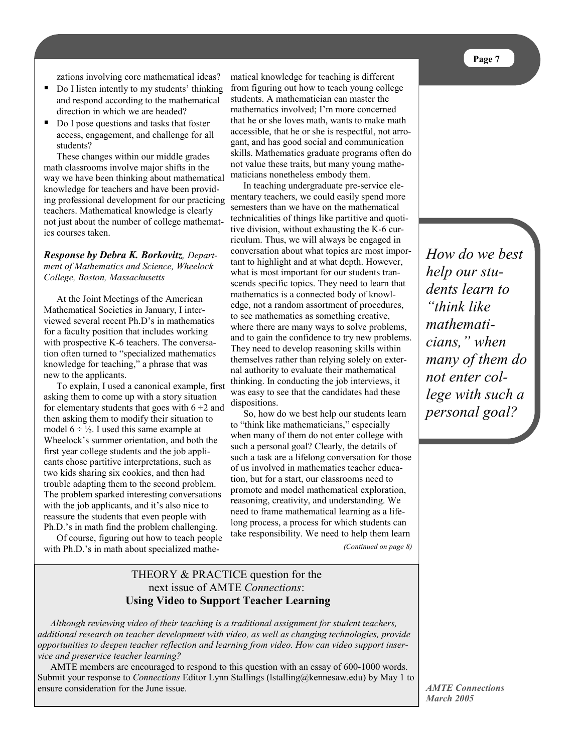zations involving core mathematical ideas?

- Do I listen intently to my students' thinking and respond according to the mathematical direction in which we are headed?
- Do I pose questions and tasks that foster access, engagement, and challenge for all students?

These changes within our middle grades math classrooms involve major shifts in the way we have been thinking about mathematical knowledge for teachers and have been providing professional development for our practicing teachers. Mathematical knowledge is clearly not just about the number of college mathematics courses taken.

***Response by Debra K. Borkovitz**, Department of Mathematics and Science, Wheelock College, Boston, Massachusetts*

At the Joint Meetings of the American Mathematical Societies in January, I interviewed several recent Ph.D's in mathematics for a faculty position that includes working with prospective K-6 teachers. The conversation often turned to "specialized mathematics knowledge for teaching," a phrase that was new to the applicants.

To explain, I used a canonical example, first asking them to come up with a story situation for elementary students that goes with $6 \div 2$ and then asking them to modify their situation to model $6 \div \frac{1}{2}$. I used this same example at Wheelock's summer orientation, and both the first year college students and the job applicants chose partitive interpretations, such as two kids sharing six cookies, and then had trouble adapting them to the second problem. The problem sparked interesting conversations with the job applicants, and it's also nice to reassure the students that even people with Ph.D.'s in math find the problem challenging.

Of course, figuring out how to teach people with Ph.D.'s in math about specialized mathematical knowledge for teaching is different from figuring out how to teach young college students. A mathematician can master the mathematics involved; I'm more concerned that he or she loves math, wants to make math accessible, that he or she is respectful, not arrogant, and has good social and communication skills. Mathematics graduate programs often do not value these traits, but many young mathematicians nonetheless embody them.

In teaching undergraduate pre-service elementary teachers, we could easily spend more semesters than we have on the mathematical technicalities of things like partitive and quotitive division, without exhausting the K-6 curriculum. Thus, we will always be engaged in conversation about what topics are most important to highlight and at what depth. However, what is most important for our students transcends specific topics. They need to learn that mathematics is a connected body of knowledge, not a random assortment of procedures, to see mathematics as something creative, where there are many ways to solve problems, and to gain the confidence to try new problems. They need to develop reasoning skills within themselves rather than relying solely on external authority to evaluate their mathematical thinking. In conducting the job interviews, it was easy to see that the candidates had these dispositions.

So, how do we best help our students learn to "think like mathematicians," especially when many of them do not enter college with such a personal goal? Clearly, the details of such a task are a lifelong conversation for those of us involved in mathematics teacher education, but for a start, our classrooms need to promote and model mathematical exploration, reasoning, creativity, and understanding. We need to frame mathematical learning as a lifelong process, a process for which students can take responsibility. We need to help them learn

*(Continued on page 8)*

*How do we best help our students learn to "think like mathematicians," when many of them do not enter college with such a personal goal?*

THEORY & PRACTICE question for the next issue of AMTE *Connections*:

**Using Video to Support Teacher Learning**

*Although reviewing video of their teaching is a traditional assignment for student teachers, additional research on teacher development with video, as well as changing technologies, provide opportunities to deepen teacher reflection and learning from video. How can video support inservice and preservice teacher learning?*

AMTE members are encouraged to respond to this question with an essay of 600-1000 words. Submit your response to *Connections* Editor Lynn Stallings (lstalling@kennesaw.edu) by May 1 to ensure consideration for the June issue.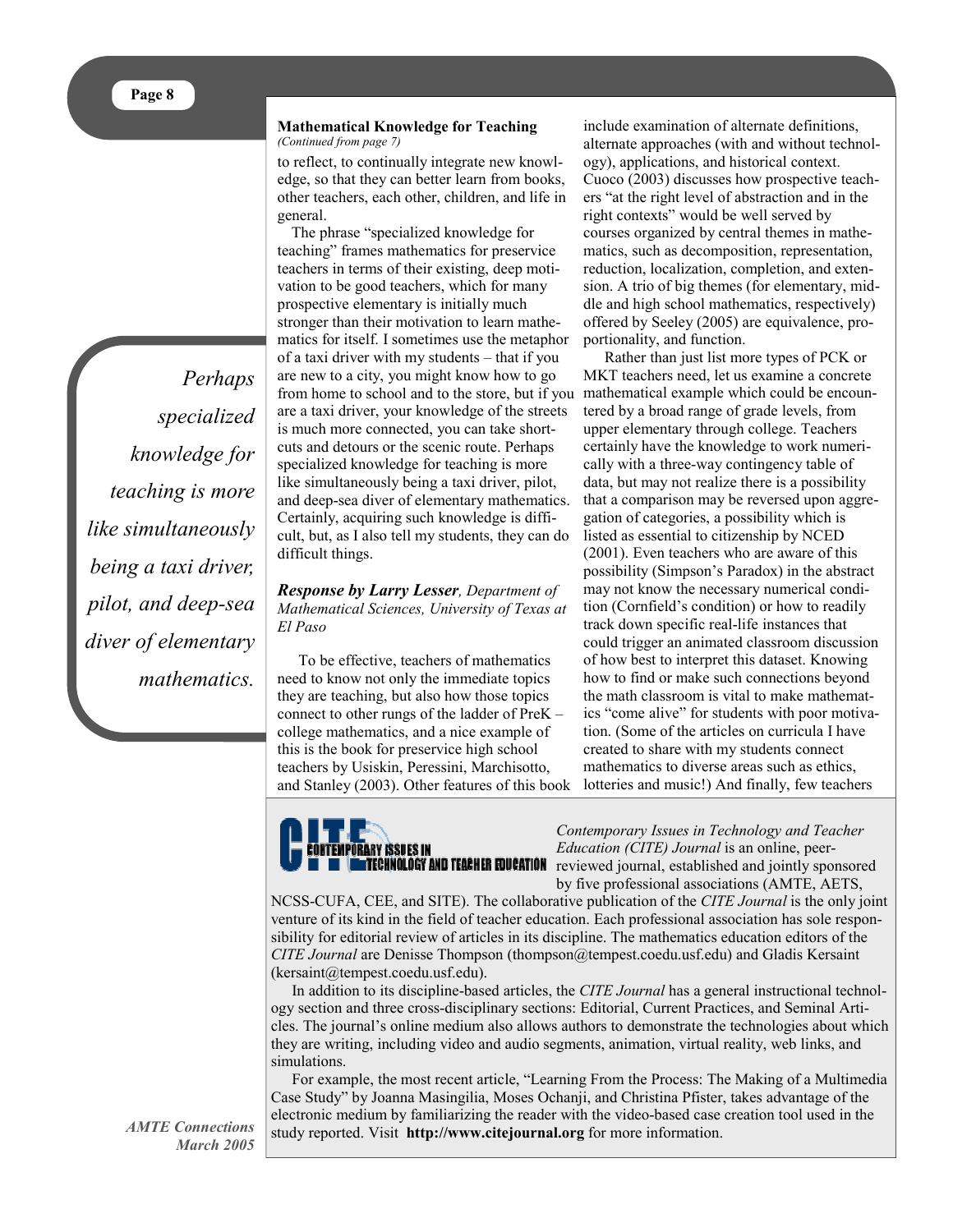### Mathematical Knowledge for Teaching

*(Continued from page 7)*

to reflect, to continually integrate new knowledge, so that they can better learn from books, other teachers, each other, children, and life in general.

The phrase "specialized knowledge for teaching" frames mathematics for preservice teachers in terms of their existing, deep motivation to be good teachers, which for many prospective elementary is initially much stronger than their motivation to learn mathematics for itself. I sometimes use the metaphor of a taxi driver with my students – that if you are new to a city, you might know how to go from home to school and to the store, but if you are a taxi driver, your knowledge of the streets is much more connected, you can take shortcuts and detours or the scenic route. Perhaps specialized knowledge for teaching is more like simultaneously being a taxi driver, pilot, and deep-sea diver of elementary mathematics. Certainly, acquiring such knowledge is difficult, but, as I also tell my students, they can do difficult things.

*Perhaps specialized knowledge for teaching is more like simultaneously being a taxi driver, pilot, and deep-sea diver of elementary mathematics.*

***Response by Larry Lesser****, Department of Mathematical Sciences, University of Texas at El Paso*

To be effective, teachers of mathematics need to know not only the immediate topics they are teaching, but also how those topics connect to other rungs of the ladder of PreK – college mathematics, and a nice example of this is the book for preservice high school teachers by Usiskin, Peressini, Marchisotto, and Stanley (2003). Other features of this book include examination of alternate definitions, alternate approaches (with and without technology), applications, and historical context. Cuoco (2003) discusses how prospective teachers "at the right level of abstraction and in the right contexts" would be well served by courses organized by central themes in mathematics, such as decomposition, representation, reduction, localization, completion, and extension. A trio of big themes (for elementary, middle and high school mathematics, respectively) offered by Seeley (2005) are equivalence, proportionality, and function.

Rather than just list more types of PCK or MKT teachers need, let us examine a concrete mathematical example which could be encountered by a broad range of grade levels, from upper elementary through college. Teachers certainly have the knowledge to work numerically with a three-way contingency table of data, but may not realize there is a possibility that a comparison may be reversed upon aggregation of categories, a possibility which is listed as essential to citizenship by NCED (2001). Even teachers who are aware of this possibility (Simpson's Paradox) in the abstract may not know the necessary numerical condition (Cornfield's condition) or how to readily track down specific real-life instances that could trigger an animated classroom discussion of how best to interpret this dataset. Knowing how to find or make such connections beyond the math classroom is vital to make mathematics "come alive" for students with poor motivation. (Some of the articles on curricula I have created to share with my students connect mathematics to diverse areas such as ethics, lotteries and music!) And finally, few teachers

---

**CITE — Contemporary Issues in Technology and Teacher Education**

*Contemporary Issues in Technology and Teacher Education (CITE) Journal* is an online, peer-reviewed journal, established and jointly sponsored by five professional associations (AMTE, AETS, NCSS-CUFA, CEE, and SITE). The collaborative publication of the *CITE Journal* is the only joint venture of its kind in the field of teacher education. Each professional association has sole responsibility for editorial review of articles in its discipline. The mathematics education editors of the *CITE Journal* are Denisse Thompson (thompson@tempest.coedu.usf.edu) and Gladis Kersaint (kersaint@tempest.coedu.usf.edu).

In addition to its discipline-based articles, the *CITE Journal* has a general instructional technology section and three cross-disciplinary sections: Editorial, Current Practices, and Seminal Articles. The journal's online medium also allows authors to demonstrate the technologies about which they are writing, including video and audio segments, animation, virtual reality, web links, and simulations.

For example, the most recent article, "Learning From the Process: The Making of a Multimedia Case Study" by Joanna Masingilia, Moses Ochanji, and Christina Pfister, takes advantage of the electronic medium by familiarizing the reader with the video-based case creation tool used in the study reported. Visit **http://www.citejournal.org** for more information.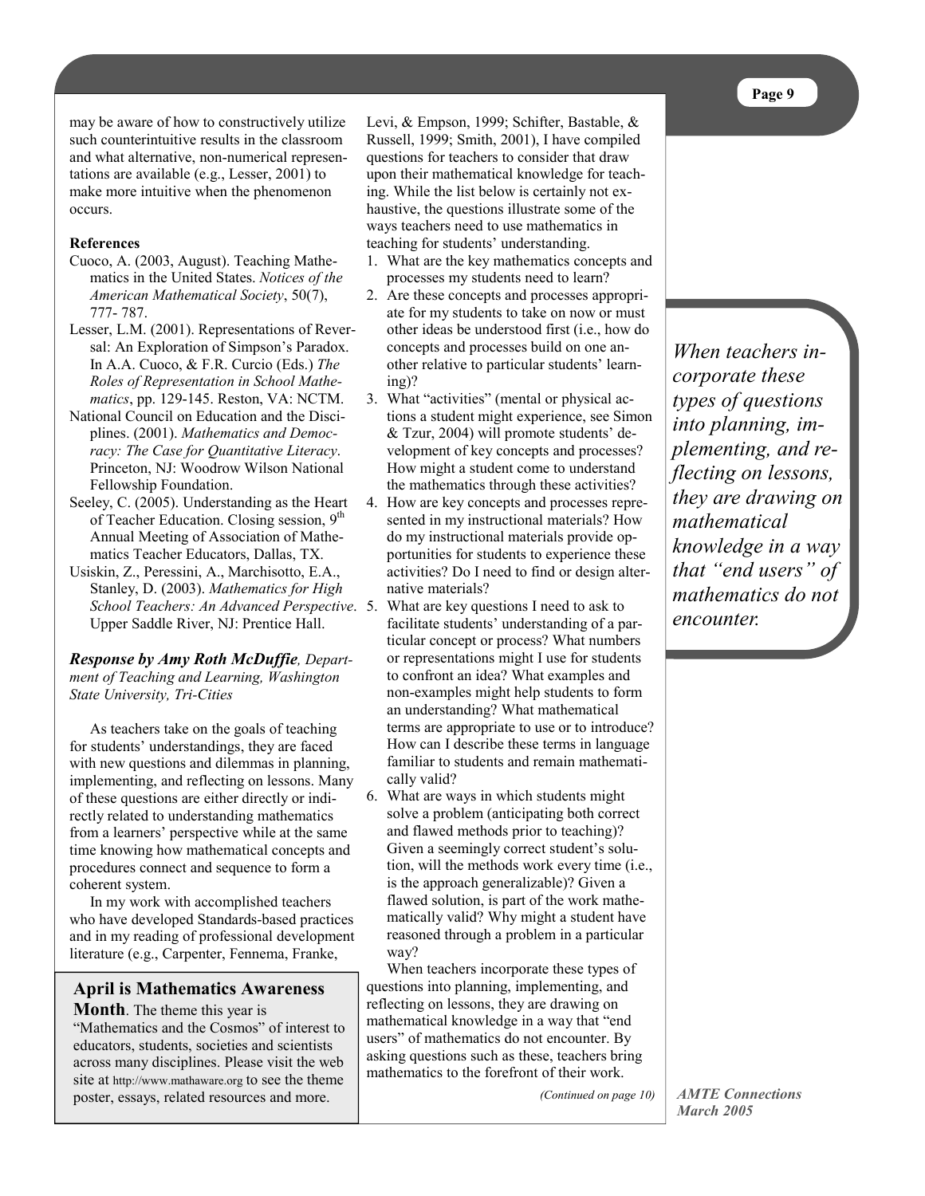may be aware of how to constructively utilize such counterintuitive results in the classroom and what alternative, non-numerical representations are available (e.g., Lesser, 2001) to make more intuitive when the phenomenon occurs.

**References**

Cuoco, A. (2003, August). Teaching Mathematics in the United States. *Notices of the American Mathematical Society*, 50(7), 777- 787.

Lesser, L.M. (2001). Representations of Reversal: An Exploration of Simpson's Paradox. In A.A. Cuoco, & F.R. Curcio (Eds.) *The Roles of Representation in School Mathematics*, pp. 129-145. Reston, VA: NCTM.

National Council on Education and the Disciplines. (2001). *Mathematics and Democracy: The Case for Quantitative Literacy*. Princeton, NJ: Woodrow Wilson National Fellowship Foundation.

Seeley, C. (2005). Understanding as the Heart of Teacher Education. Closing session, 9th Annual Meeting of Association of Mathematics Teacher Educators, Dallas, TX.

Usiskin, Z., Peressini, A., Marchisotto, E.A., Stanley, D. (2003). *Mathematics for High School Teachers: An Advanced Perspective*. Upper Saddle River, NJ: Prentice Hall.

***Response by Amy Roth McDuffie**, Department of Teaching and Learning, Washington State University, Tri-Cities*

As teachers take on the goals of teaching for students' understandings, they are faced with new questions and dilemmas in planning, implementing, and reflecting on lessons. Many of these questions are either directly or indirectly related to understanding mathematics from a learners' perspective while at the same time knowing how mathematical concepts and procedures connect and sequence to form a coherent system.

In my work with accomplished teachers who have developed Standards-based practices and in my reading of professional development literature (e.g., Carpenter, Fennema, Franke, Levi, & Empson, 1999; Schifter, Bastable, & Russell, 1999; Smith, 2001), I have compiled questions for teachers to consider that draw upon their mathematical knowledge for teaching. While the list below is certainly not exhaustive, the questions illustrate some of the ways teachers need to use mathematics in teaching for students' understanding.

1. What are the key mathematics concepts and processes my students need to learn?
2. Are these concepts and processes appropriate for my students to take on now or must other ideas be understood first (i.e., how do concepts and processes build on one another relative to particular students' learning)?
3. What "activities" (mental or physical actions a student might experience, see Simon & Tzur, 2004) will promote students' development of key concepts and processes? How might a student come to understand the mathematics through these activities?
4. How are key concepts and processes represented in my instructional materials? How do my instructional materials provide opportunities for students to experience these activities? Do I need to find or design alternative materials?
5. What are key questions I need to ask to facilitate students' understanding of a particular concept or process? What numbers or representations might I use for students to confront an idea? What examples and non-examples might help students to form an understanding? What mathematical terms are appropriate to use or to introduce? How can I describe these terms in language familiar to students and remain mathematically valid?
6. What are ways in which students might solve a problem (anticipating both correct and flawed methods prior to teaching)? Given a seemingly correct student's solution, will the methods work every time (i.e., is the approach generalizable)? Given a flawed solution, is part of the work mathematically valid? Why might a student have reasoned through a problem in a particular way?

When teachers incorporate these types of questions into planning, implementing, and reflecting on lessons, they are drawing on mathematical knowledge in a way that "end users" of mathematics do not encounter. By asking questions such as these, teachers bring mathematics to the forefront of their work.

*(Continued on page 10)*

*When teachers incorporate these types of questions into planning, implementing, and reflecting on lessons, they are drawing on mathematical knowledge in a way that "end users" of mathematics do not encounter.*

**April is Mathematics Awareness Month**. The theme this year is "Mathematics and the Cosmos" of interest to educators, students, societies and scientists across many disciplines. Please visit the web site at http://www.mathaware.org to see the theme poster, essays, related resources and more.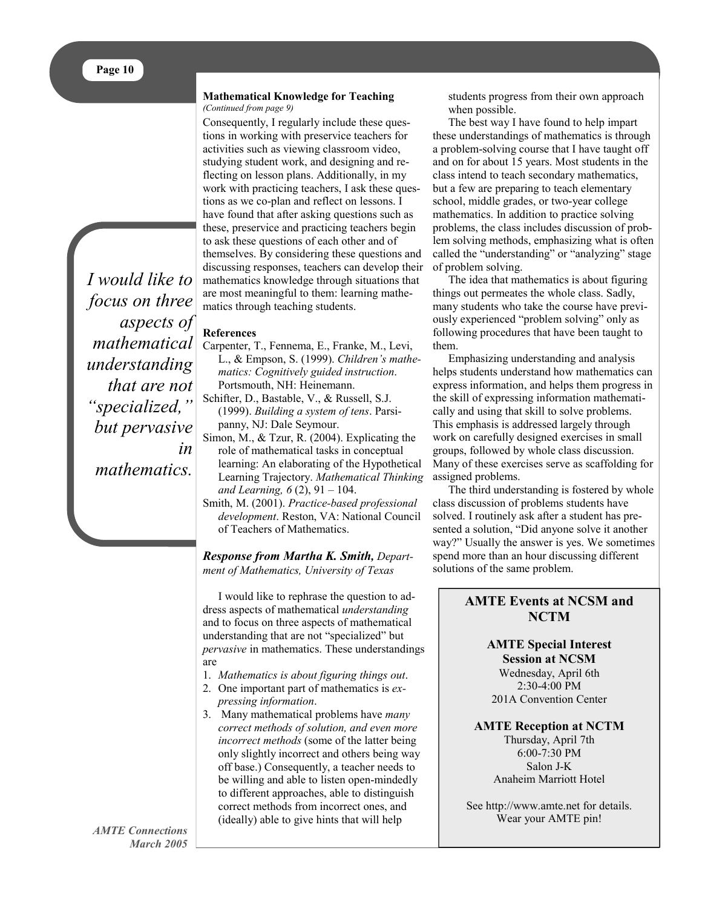### Mathematical Knowledge for Teaching

*(Continued from page 9)*

Consequently, I regularly include these questions in working with preservice teachers for activities such as viewing classroom video, studying student work, and designing and reflecting on lesson plans. Additionally, in my work with practicing teachers, I ask these questions as we co-plan and reflect on lessons. I have found that after asking questions such as these, preservice and practicing teachers begin to ask these questions of each other and of themselves. By considering these questions and discussing responses, teachers can develop their mathematics knowledge through situations that are most meaningful to them: learning mathematics through teaching students.

#### References

Carpenter, T., Fennema, E., Franke, M., Levi, L., & Empson, S. (1999). *Children's mathematics: Cognitively guided instruction*. Portsmouth, NH: Heinemann.

Schifter, D., Bastable, V., & Russell, S.J. (1999). *Building a system of tens*. Parsipanny, NJ: Dale Seymour.

Simon, M., & Tzur, R. (2004). Explicating the role of mathematical tasks in conceptual learning: An elaborating of the Hypothetical Learning Trajectory. *Mathematical Thinking and Learning, 6* (2), 91 – 104.

Smith, M. (2001). *Practice-based professional development*. Reston, VA: National Council of Teachers of Mathematics.

> *I would like to focus on three aspects of mathematical understanding that are not "specialized," but pervasive in mathematics.*

### *Response from Martha K. Smith, Department of Mathematics, University of Texas*

I would like to rephrase the question to address aspects of mathematical *understanding* and to focus on three aspects of mathematical understanding that are not "specialized" but *pervasive* in mathematics. These understandings are

1. *Mathematics is about figuring things out*.
2. One important part of mathematics is *expressing information*.
3. Many mathematical problems have *many correct methods of solution, and even more incorrect methods* (some of the latter being only slightly incorrect and others being way off base.) Consequently, a teacher needs to be willing and able to listen open-mindedly to different approaches, able to distinguish correct methods from incorrect ones, and (ideally) able to give hints that will help students progress from their own approach when possible.

The best way I have found to help impart these understandings of mathematics is through a problem-solving course that I have taught off and on for about 15 years. Most students in the class intend to teach secondary mathematics, but a few are preparing to teach elementary school, middle grades, or two-year college mathematics. In addition to practice solving problems, the class includes discussion of problem solving methods, emphasizing what is often called the "understanding" or "analyzing" stage of problem solving.

The idea that mathematics is about figuring things out permeates the whole class. Sadly, many students who take the course have previously experienced "problem solving" only as following procedures that have been taught to them.

Emphasizing understanding and analysis helps students understand how mathematics can express information, and helps them progress in the skill of expressing information mathematically and using that skill to solve problems. This emphasis is addressed largely through work on carefully designed exercises in small groups, followed by whole class discussion. Many of these exercises serve as scaffolding for assigned problems.

The third understanding is fostered by whole class discussion of problems students have solved. I routinely ask after a student has presented a solution, "Did anyone solve it another way?" Usually the answer is yes. We sometimes spend more than an hour discussing different solutions of the same problem.

---

## AMTE Events at NCSM and NCTM

**AMTE Special Interest Session at NCSM**
Wednesday, April 6th
2:30-4:00 PM
201A Convention Center

**AMTE Reception at NCTM**
Thursday, April 7th
6:00-7:30 PM
Salon J-K
Anaheim Marriott Hotel

See http://www.amte.net for details.
Wear your AMTE pin!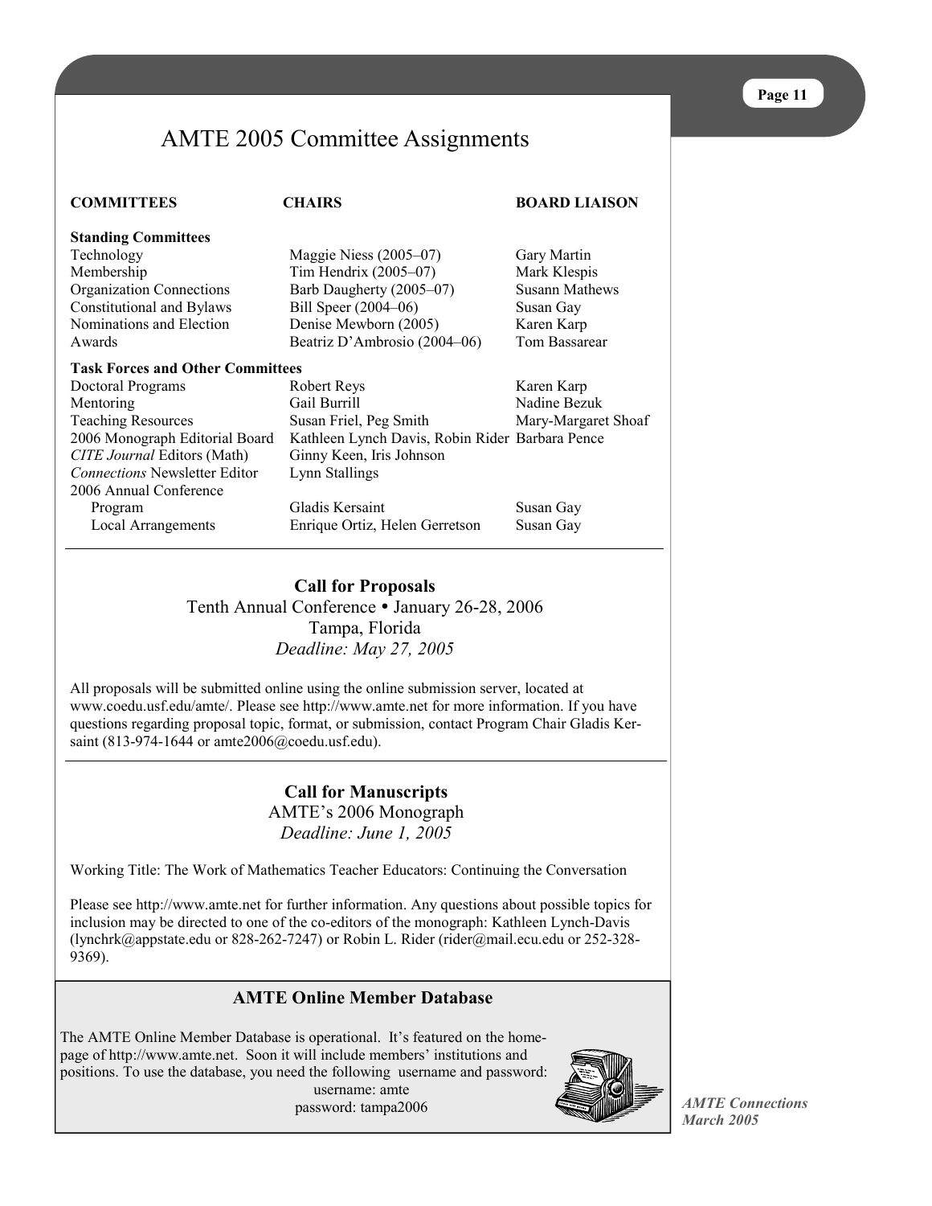# AMTE 2005 Committee Assignments

| COMMITTEES | CHAIRS | BOARD LIAISON |
| --- | --- | --- |
| **Standing Committees** | | |
| Technology | Maggie Niess (2005–07) | Gary Martin |
| Membership | Tim Hendrix (2005–07) | Mark Klespis |
| Organization Connections | Barb Daugherty (2005–07) | Susann Mathews |
| Constitutional and Bylaws | Bill Speer (2004–06) | Susan Gay |
| Nominations and Election | Denise Mewborn (2005) | Karen Karp |
| Awards | Beatriz D'Ambrosio (2004–06) | Tom Bassarear |
| **Task Forces and Other Committees** | | |
| Doctoral Programs | Robert Reys | Karen Karp |
| Mentoring | Gail Burrill | Nadine Bezuk |
| Teaching Resources | Susan Friel, Peg Smith | Mary-Margaret Shoaf |
| 2006 Monograph Editorial Board | Kathleen Lynch Davis, Robin Rider | Barbara Pence |
| *CITE Journal* Editors (Math) | Ginny Keen, Iris Johnson | |
| *Connections* Newsletter Editor | Lynn Stallings | |
| 2006 Annual Conference | | |
| Program | Gladis Kersaint | Susan Gay |
| Local Arrangements | Enrique Ortiz, Helen Gerretson | Susan Gay |

---

## Call for Proposals

Tenth Annual Conference • January 26-28, 2006

Tampa, Florida

*Deadline: May 27, 2005*

All proposals will be submitted online using the online submission server, located at www.coedu.usf.edu/amte/. Please see http://www.amte.net for more information. If you have questions regarding proposal topic, format, or submission, contact Program Chair Gladis Kersaint (813-974-1644 or amte2006@coedu.usf.edu).

---

## Call for Manuscripts

AMTE's 2006 Monograph

*Deadline: June 1, 2005*

Working Title: The Work of Mathematics Teacher Educators: Continuing the Conversation

Please see http://www.amte.net for further information. Any questions about possible topics for inclusion may be directed to one of the co-editors of the monograph: Kathleen Lynch-Davis (lynchrk@appstate.edu or 828-262-7247) or Robin L. Rider (rider@mail.ecu.edu or 252-328-9369).

---

## AMTE Online Member Database

The AMTE Online Member Database is operational. It's featured on the homepage of http://www.amte.net. Soon it will include members' institutions and positions. To use the database, you need the following username and password:

username: amte

password: tampa2006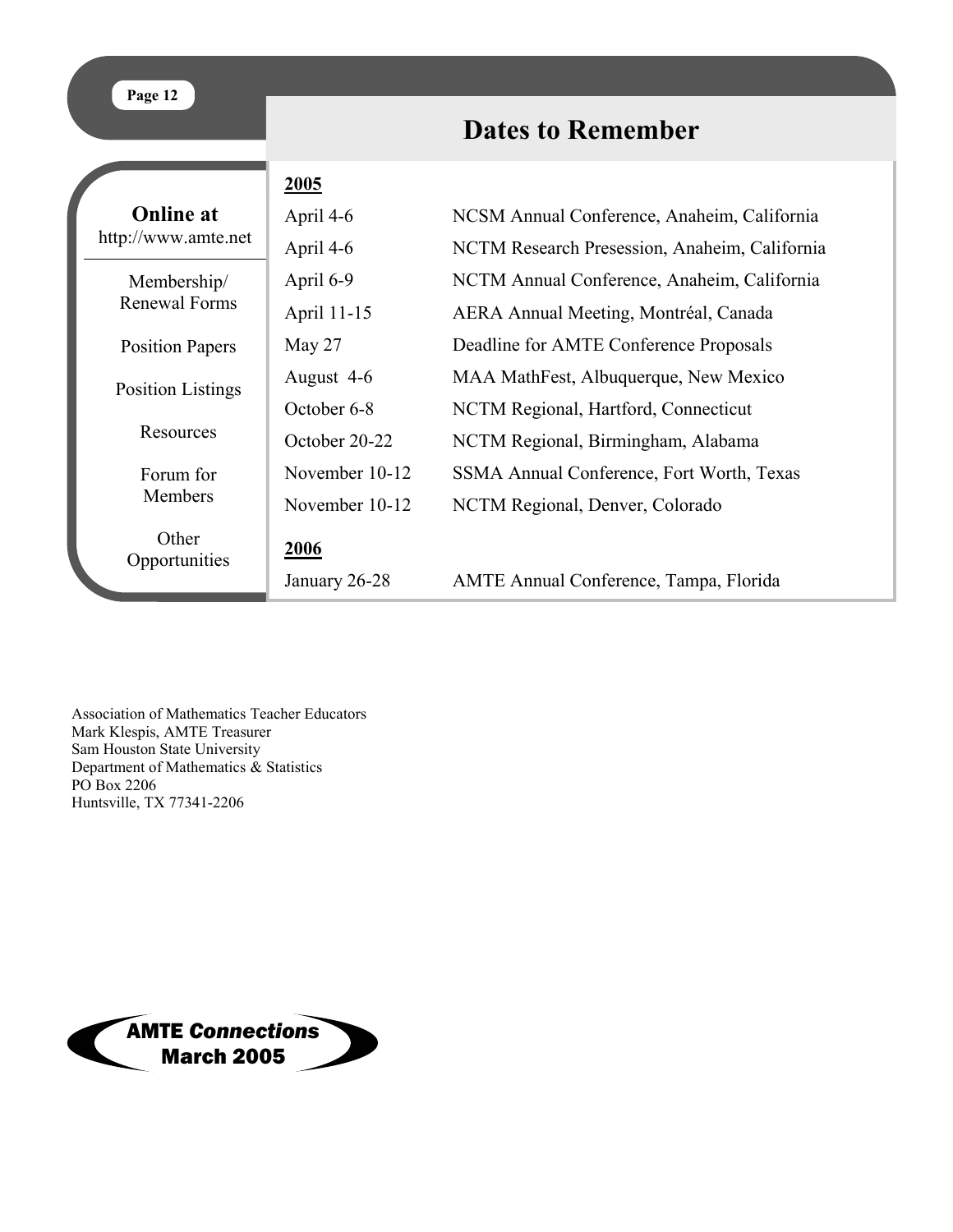# Dates to Remember

**Online at**
http://www.amte.net

Membership/ Renewal Forms

Position Papers

Position Listings

Resources

Forum for Members

Other Opportunities

| | |
|---|---|
| **2005** | |
| April 4-6 | NCSM Annual Conference, Anaheim, California |
| April 4-6 | NCTM Research Presession, Anaheim, California |
| April 6-9 | NCTM Annual Conference, Anaheim, California |
| April 11-15 | AERA Annual Meeting, Montréal, Canada |
| May 27 | Deadline for AMTE Conference Proposals |
| August 4-6 | MAA MathFest, Albuquerque, New Mexico |
| October 6-8 | NCTM Regional, Hartford, Connecticut |
| October 20-22 | NCTM Regional, Birmingham, Alabama |
| November 10-12 | SSMA Annual Conference, Fort Worth, Texas |
| November 10-12 | NCTM Regional, Denver, Colorado |
| **2006** | |
| January 26-28 | AMTE Annual Conference, Tampa, Florida |

Association of Mathematics Teacher Educators
Mark Klespis, AMTE Treasurer
Sam Houston State University
Department of Mathematics & Statistics
PO Box 2206
Huntsville, TX 77341-2206

AMTE *Connections*
March 2005